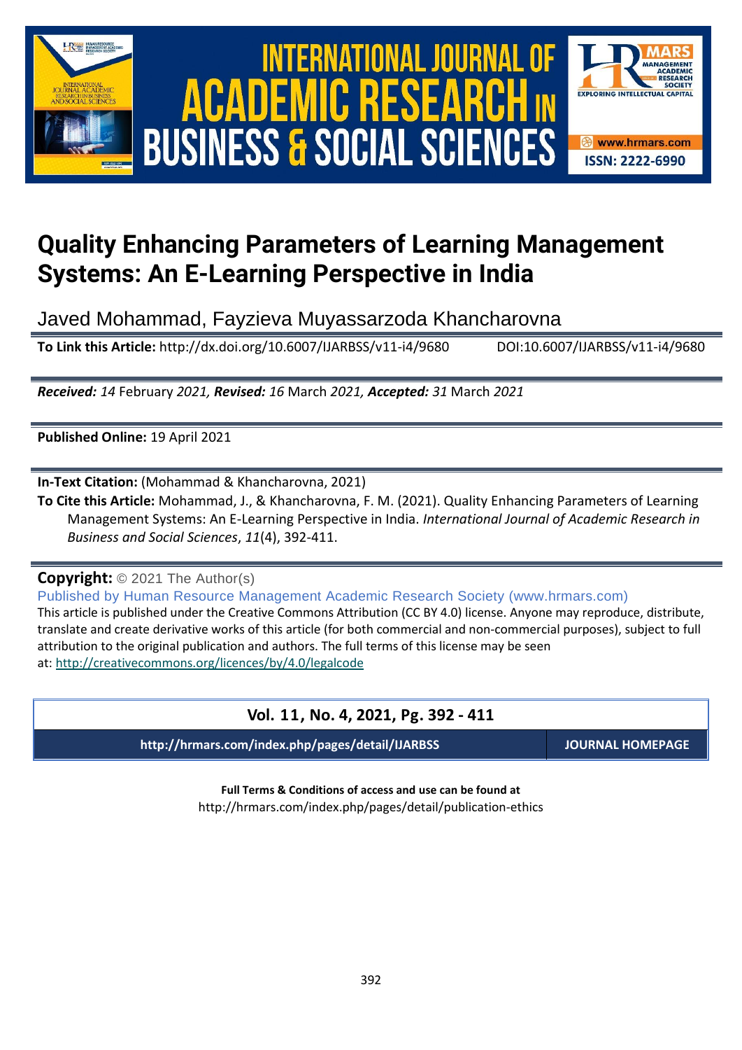# Quality Enhancing Parameters of Learning Management Systems: An E-Learning Perspective in India

Javed Mohammad, Fayzieva Muyassarzoda Khancharovna

**To Link this Article:** http://dx.doi.org/10.6007/IJARBSS/v11-i4/9680 DOI:10.6007/IJARBSS/v11-i4/9680

***Received:** 14* February *2021, **Revised:** 16* March *2021, **Accepted:** 31* March *2021*

**Published Online:** 19 April 2021

**In-Text Citation:** (Mohammad & Khancharovna, 2021)

**To Cite this Article:** Mohammad, J., & Khancharovna, F. M. (2021). Quality Enhancing Parameters of Learning Management Systems: An E-Learning Perspective in India. *International Journal of Academic Research in Business and Social Sciences*, *11*(4), 392-411.

**Copyright:** © 2021 The Author(s)

Published by Human Resource Management Academic Research Society (www.hrmars.com)

This article is published under the Creative Commons Attribution (CC BY 4.0) license. Anyone may reproduce, distribute, translate and create derivative works of this article (for both commercial and non-commercial purposes), subject to full attribution to the original publication and authors. The full terms of this license may be seen at: http://creativecommons.org/licences/by/4.0/legalcode

**Vol. 11, No. 4, 2021, Pg. 392 - 411**

**http://hrmars.com/index.php/pages/detail/IJARBSS** **JOURNAL HOMEPAGE**

**Full Terms & Conditions of access and use can be found at**

http://hrmars.com/index.php/pages/detail/publication-ethics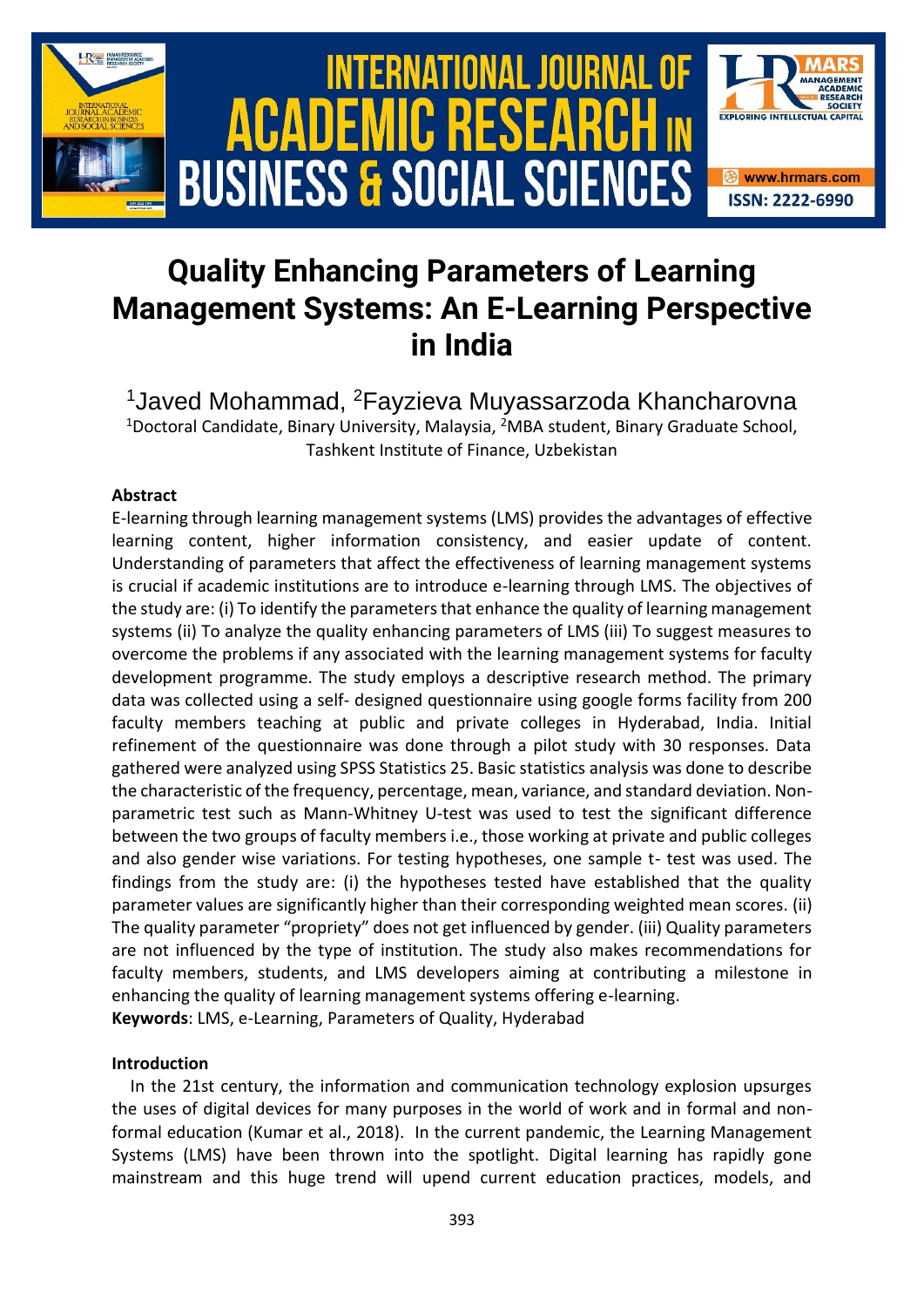# Quality Enhancing Parameters of Learning Management Systems: An E-Learning Perspective in India

[1]Javed Mohammad, [2]Fayzieva Muyassarzoda Khancharovna

[1]Doctoral Candidate, Binary University, Malaysia, [2]MBA student, Binary Graduate School, Tashkent Institute of Finance, Uzbekistan

## Abstract

E-learning through learning management systems (LMS) provides the advantages of effective learning content, higher information consistency, and easier update of content. Understanding of parameters that affect the effectiveness of learning management systems is crucial if academic institutions are to introduce e-learning through LMS. The objectives of the study are: (i) To identify the parameters that enhance the quality of learning management systems (ii) To analyze the quality enhancing parameters of LMS (iii) To suggest measures to overcome the problems if any associated with the learning management systems for faculty development programme. The study employs a descriptive research method. The primary data was collected using a self- designed questionnaire using google forms facility from 200 faculty members teaching at public and private colleges in Hyderabad, India. Initial refinement of the questionnaire was done through a pilot study with 30 responses. Data gathered were analyzed using SPSS Statistics 25. Basic statistics analysis was done to describe the characteristic of the frequency, percentage, mean, variance, and standard deviation. Non-parametric test such as Mann-Whitney U-test was used to test the significant difference between the two groups of faculty members i.e., those working at private and public colleges and also gender wise variations. For testing hypotheses, one sample t- test was used. The findings from the study are: (i) the hypotheses tested have established that the quality parameter values are significantly higher than their corresponding weighted mean scores. (ii) The quality parameter "propriety" does not get influenced by gender. (iii) Quality parameters are not influenced by the type of institution. The study also makes recommendations for faculty members, students, and LMS developers aiming at contributing a milestone in enhancing the quality of learning management systems offering e-learning.

**Keywords**: LMS, e-Learning, Parameters of Quality, Hyderabad

## Introduction

In the 21st century, the information and communication technology explosion upsurges the uses of digital devices for many purposes in the world of work and in formal and non-formal education (Kumar et al., 2018). In the current pandemic, the Learning Management Systems (LMS) have been thrown into the spotlight. Digital learning has rapidly gone mainstream and this huge trend will upend current education practices, models, and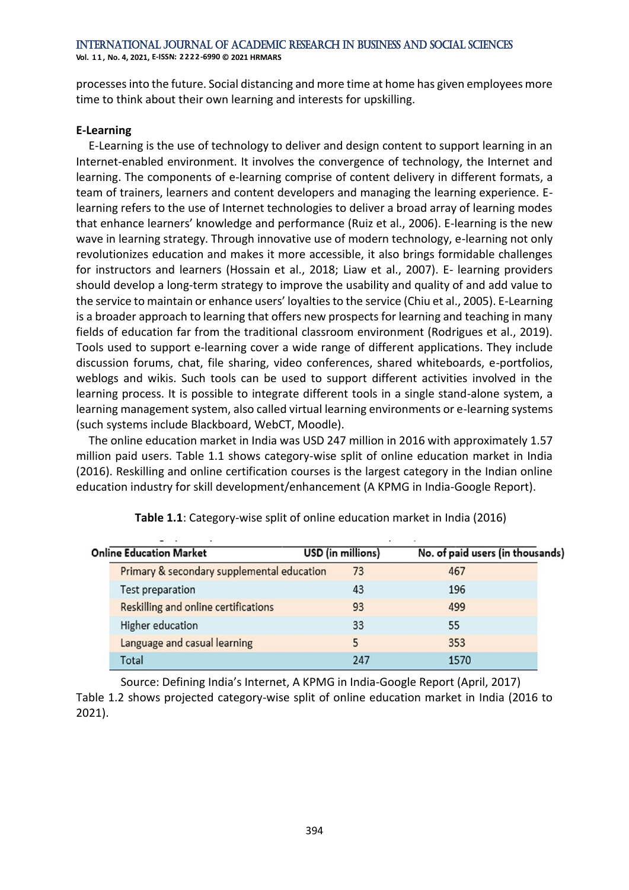processes into the future. Social distancing and more time at home has given employees more time to think about their own learning and interests for upskilling.

**E-Learning**

E-Learning is the use of technology to deliver and design content to support learning in an Internet-enabled environment. It involves the convergence of technology, the Internet and learning. The components of e-learning comprise of content delivery in different formats, a team of trainers, learners and content developers and managing the learning experience. E-learning refers to the use of Internet technologies to deliver a broad array of learning modes that enhance learners' knowledge and performance (Ruiz et al., 2006). E-learning is the new wave in learning strategy. Through innovative use of modern technology, e-learning not only revolutionizes education and makes it more accessible, it also brings formidable challenges for instructors and learners (Hossain et al., 2018; Liaw et al., 2007). E- learning providers should develop a long-term strategy to improve the usability and quality of and add value to the service to maintain or enhance users' loyalties to the service (Chiu et al., 2005). E-Learning is a broader approach to learning that offers new prospects for learning and teaching in many fields of education far from the traditional classroom environment (Rodrigues et al., 2019). Tools used to support e-learning cover a wide range of different applications. They include discussion forums, chat, file sharing, video conferences, shared whiteboards, e-portfolios, weblogs and wikis. Such tools can be used to support different activities involved in the learning process. It is possible to integrate different tools in a single stand-alone system, a learning management system, also called virtual learning environments or e-learning systems (such systems include Blackboard, WebCT, Moodle).

The online education market in India was USD 247 million in 2016 with approximately 1.57 million paid users. Table 1.1 shows category-wise split of online education market in India (2016). Reskilling and online certification courses is the largest category in the Indian online education industry for skill development/enhancement (A KPMG in India-Google Report).

**Table 1.1**: Category-wise split of online education market in India (2016)

| Online Education Market | USD (in millions) | No. of paid users (in thousands) |
|---|---|---|
| Primary & secondary supplemental education | 73 | 467 |
| Test preparation | 43 | 196 |
| Reskilling and online certifications | 93 | 499 |
| Higher education | 33 | 55 |
| Language and casual learning | 5 | 353 |
| Total | 247 | 1570 |

Source: Defining India's Internet, A KPMG in India-Google Report (April, 2017)

Table 1.2 shows projected category-wise split of online education market in India (2016 to 2021).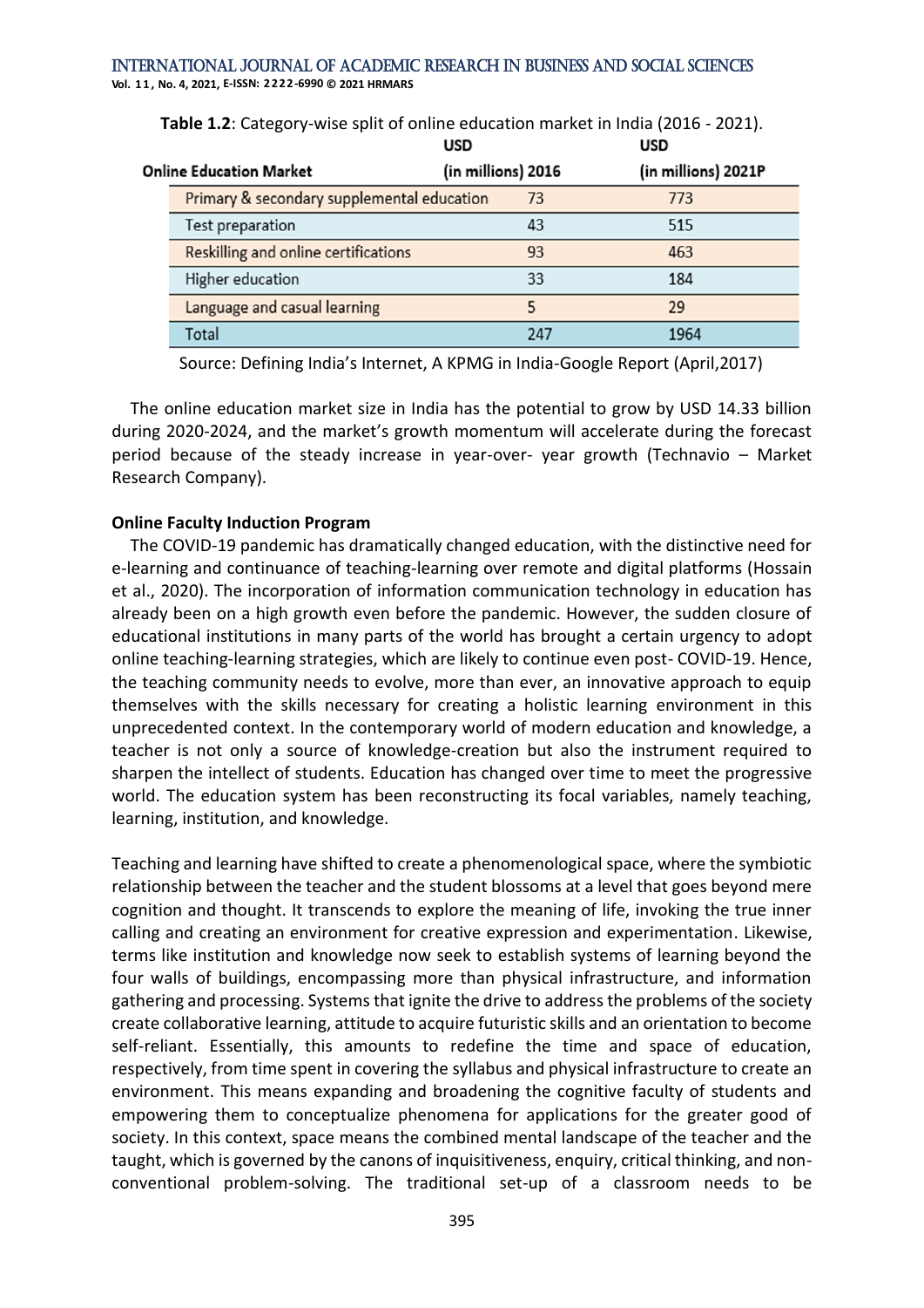**Table 1.2**: Category-wise split of online education market in India (2016 - 2021).

| Online Education Market | USD (in millions) 2016 | USD (in millions) 2021P |
|---|---|---|
| Primary & secondary supplemental education | 73 | 773 |
| Test preparation | 43 | 515 |
| Reskilling and online certifications | 93 | 463 |
| Higher education | 33 | 184 |
| Language and casual learning | 5 | 29 |
| Total | 247 | 1964 |

Source: Defining India's Internet, A KPMG in India-Google Report (April,2017)

The online education market size in India has the potential to grow by USD 14.33 billion during 2020-2024, and the market's growth momentum will accelerate during the forecast period because of the steady increase in year-over- year growth (Technavio – Market Research Company).

**Online Faculty Induction Program**

The COVID-19 pandemic has dramatically changed education, with the distinctive need for e-learning and continuance of teaching-learning over remote and digital platforms (Hossain et al., 2020). The incorporation of information communication technology in education has already been on a high growth even before the pandemic. However, the sudden closure of educational institutions in many parts of the world has brought a certain urgency to adopt online teaching-learning strategies, which are likely to continue even post- COVID-19. Hence, the teaching community needs to evolve, more than ever, an innovative approach to equip themselves with the skills necessary for creating a holistic learning environment in this unprecedented context. In the contemporary world of modern education and knowledge, a teacher is not only a source of knowledge-creation but also the instrument required to sharpen the intellect of students. Education has changed over time to meet the progressive world. The education system has been reconstructing its focal variables, namely teaching, learning, institution, and knowledge.

Teaching and learning have shifted to create a phenomenological space, where the symbiotic relationship between the teacher and the student blossoms at a level that goes beyond mere cognition and thought. It transcends to explore the meaning of life, invoking the true inner calling and creating an environment for creative expression and experimentation. Likewise, terms like institution and knowledge now seek to establish systems of learning beyond the four walls of buildings, encompassing more than physical infrastructure, and information gathering and processing. Systems that ignite the drive to address the problems of the society create collaborative learning, attitude to acquire futuristic skills and an orientation to become self-reliant. Essentially, this amounts to redefine the time and space of education, respectively, from time spent in covering the syllabus and physical infrastructure to create an environment. This means expanding and broadening the cognitive faculty of students and empowering them to conceptualize phenomena for applications for the greater good of society. In this context, space means the combined mental landscape of the teacher and the taught, which is governed by the canons of inquisitiveness, enquiry, critical thinking, and non-conventional problem-solving. The traditional set-up of a classroom needs to be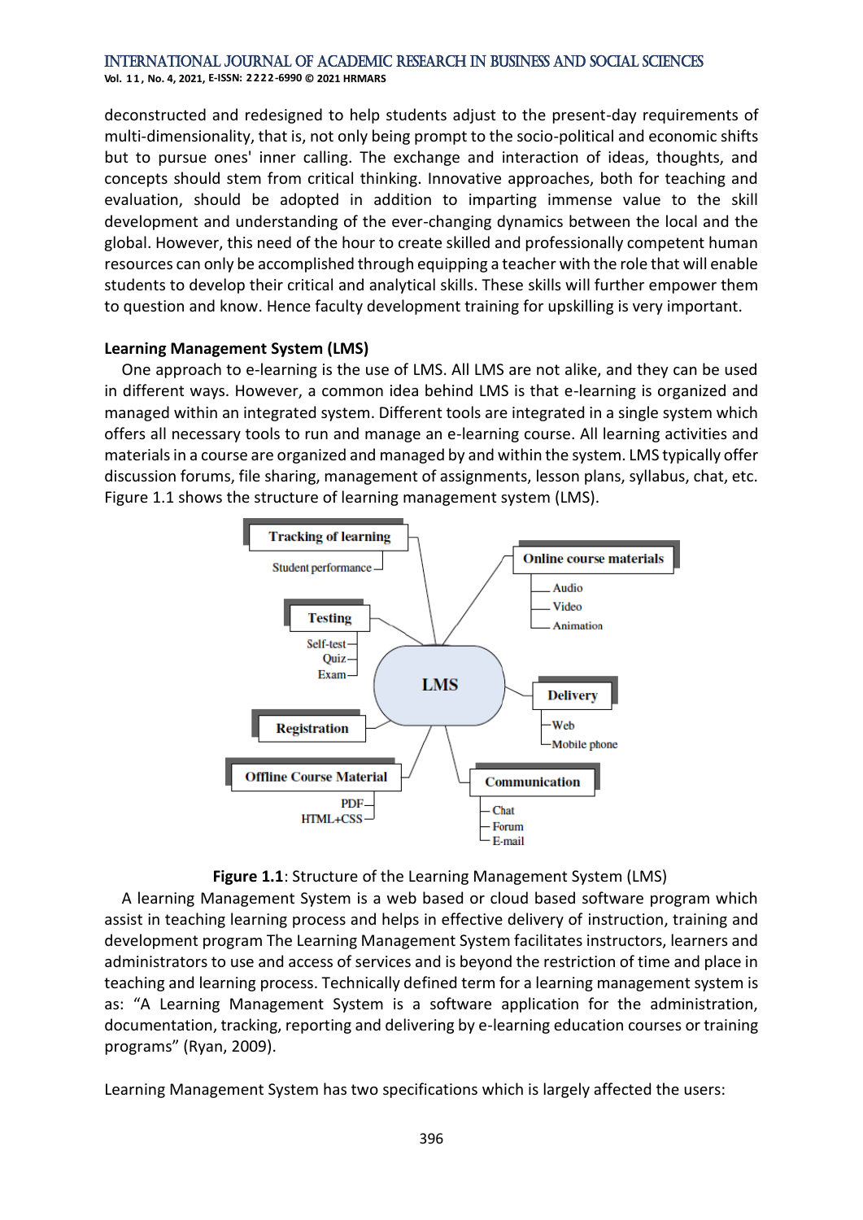deconstructed and redesigned to help students adjust to the present-day requirements of multi-dimensionality, that is, not only being prompt to the socio-political and economic shifts but to pursue ones' inner calling. The exchange and interaction of ideas, thoughts, and concepts should stem from critical thinking. Innovative approaches, both for teaching and evaluation, should be adopted in addition to imparting immense value to the skill development and understanding of the ever-changing dynamics between the local and the global. However, this need of the hour to create skilled and professionally competent human resources can only be accomplished through equipping a teacher with the role that will enable students to develop their critical and analytical skills. These skills will further empower them to question and know. Hence faculty development training for upskilling is very important.

**Learning Management System (LMS)**

One approach to e-learning is the use of LMS. All LMS are not alike, and they can be used in different ways. However, a common idea behind LMS is that e-learning is organized and managed within an integrated system. Different tools are integrated in a single system which offers all necessary tools to run and manage an e-learning course. All learning activities and materials in a course are organized and managed by and within the system. LMS typically offer discussion forums, file sharing, management of assignments, lesson plans, syllabus, chat, etc. Figure 1.1 shows the structure of learning management system (LMS).

**Figure 1.1**: Structure of the Learning Management System (LMS)

A learning Management System is a web based or cloud based software program which assist in teaching learning process and helps in effective delivery of instruction, training and development program The Learning Management System facilitates instructors, learners and administrators to use and access of services and is beyond the restriction of time and place in teaching and learning process. Technically defined term for a learning management system is as: "A Learning Management System is a software application for the administration, documentation, tracking, reporting and delivering by e-learning education courses or training programs" (Ryan, 2009).

Learning Management System has two specifications which is largely affected the users: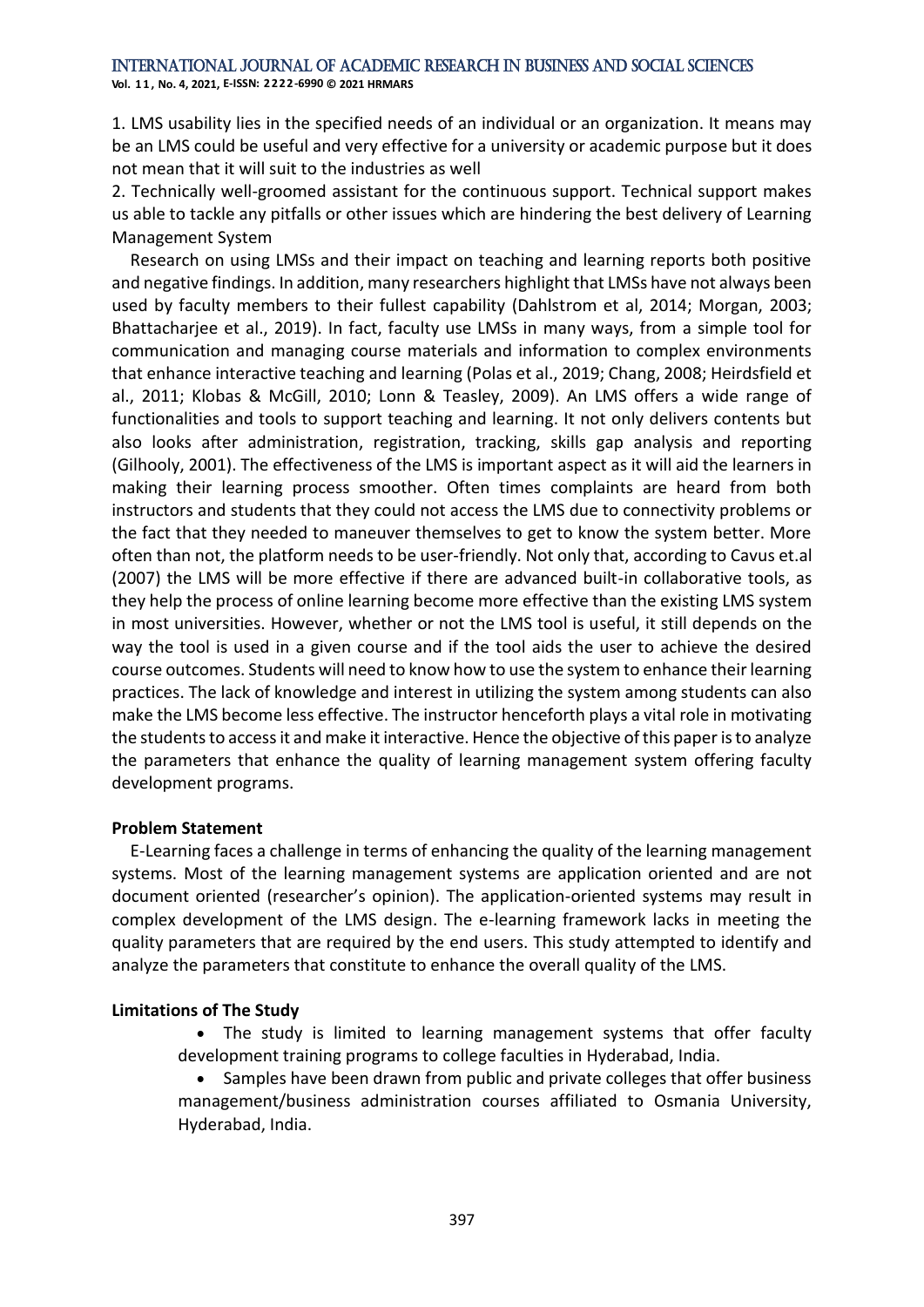1. LMS usability lies in the specified needs of an individual or an organization. It means may be an LMS could be useful and very effective for a university or academic purpose but it does not mean that it will suit to the industries as well
2. Technically well-groomed assistant for the continuous support. Technical support makes us able to tackle any pitfalls or other issues which are hindering the best delivery of Learning Management System

Research on using LMSs and their impact on teaching and learning reports both positive and negative findings. In addition, many researchers highlight that LMSs have not always been used by faculty members to their fullest capability (Dahlstrom et al, 2014; Morgan, 2003; Bhattacharjee et al., 2019). In fact, faculty use LMSs in many ways, from a simple tool for communication and managing course materials and information to complex environments that enhance interactive teaching and learning (Polas et al., 2019; Chang, 2008; Heirdsfield et al., 2011; Klobas & McGill, 2010; Lonn & Teasley, 2009). An LMS offers a wide range of functionalities and tools to support teaching and learning. It not only delivers contents but also looks after administration, registration, tracking, skills gap analysis and reporting (Gilhooly, 2001). The effectiveness of the LMS is important aspect as it will aid the learners in making their learning process smoother. Often times complaints are heard from both instructors and students that they could not access the LMS due to connectivity problems or the fact that they needed to maneuver themselves to get to know the system better. More often than not, the platform needs to be user-friendly. Not only that, according to Cavus et.al (2007) the LMS will be more effective if there are advanced built-in collaborative tools, as they help the process of online learning become more effective than the existing LMS system in most universities. However, whether or not the LMS tool is useful, it still depends on the way the tool is used in a given course and if the tool aids the user to achieve the desired course outcomes. Students will need to know how to use the system to enhance their learning practices. The lack of knowledge and interest in utilizing the system among students can also make the LMS become less effective. The instructor henceforth plays a vital role in motivating the students to access it and make it interactive. Hence the objective of this paper is to analyze the parameters that enhance the quality of learning management system offering faculty development programs.

**Problem Statement**

E-Learning faces a challenge in terms of enhancing the quality of the learning management systems. Most of the learning management systems are application oriented and are not document oriented (researcher's opinion). The application-oriented systems may result in complex development of the LMS design. The e-learning framework lacks in meeting the quality parameters that are required by the end users. This study attempted to identify and analyze the parameters that constitute to enhance the overall quality of the LMS.

**Limitations of The Study**

- The study is limited to learning management systems that offer faculty development training programs to college faculties in Hyderabad, India.
- Samples have been drawn from public and private colleges that offer business management/business administration courses affiliated to Osmania University, Hyderabad, India.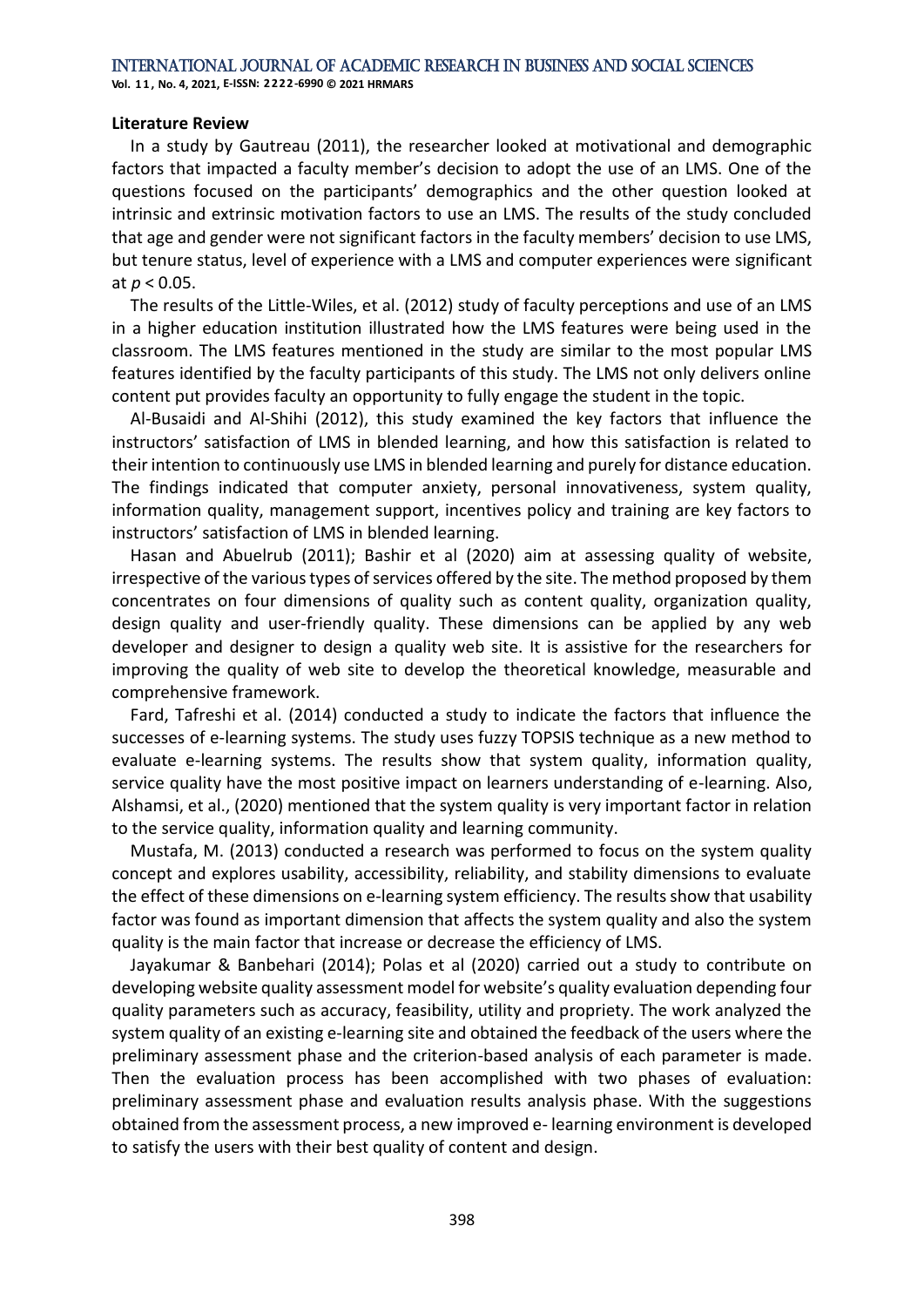**Literature Review**

In a study by Gautreau (2011), the researcher looked at motivational and demographic factors that impacted a faculty member's decision to adopt the use of an LMS. One of the questions focused on the participants' demographics and the other question looked at intrinsic and extrinsic motivation factors to use an LMS. The results of the study concluded that age and gender were not significant factors in the faculty members' decision to use LMS, but tenure status, level of experience with a LMS and computer experiences were significant at $p < 0.05$.

The results of the Little-Wiles, et al. (2012) study of faculty perceptions and use of an LMS in a higher education institution illustrated how the LMS features were being used in the classroom. The LMS features mentioned in the study are similar to the most popular LMS features identified by the faculty participants of this study. The LMS not only delivers online content put provides faculty an opportunity to fully engage the student in the topic.

Al-Busaidi and Al-Shihi (2012), this study examined the key factors that influence the instructors' satisfaction of LMS in blended learning, and how this satisfaction is related to their intention to continuously use LMS in blended learning and purely for distance education. The findings indicated that computer anxiety, personal innovativeness, system quality, information quality, management support, incentives policy and training are key factors to instructors' satisfaction of LMS in blended learning.

Hasan and Abuelrub (2011); Bashir et al (2020) aim at assessing quality of website, irrespective of the various types of services offered by the site. The method proposed by them concentrates on four dimensions of quality such as content quality, organization quality, design quality and user-friendly quality. These dimensions can be applied by any web developer and designer to design a quality web site. It is assistive for the researchers for improving the quality of web site to develop the theoretical knowledge, measurable and comprehensive framework.

Fard, Tafreshi et al. (2014) conducted a study to indicate the factors that influence the successes of e-learning systems. The study uses fuzzy TOPSIS technique as a new method to evaluate e-learning systems. The results show that system quality, information quality, service quality have the most positive impact on learners understanding of e-learning. Also, Alshamsi, et al., (2020) mentioned that the system quality is very important factor in relation to the service quality, information quality and learning community.

Mustafa, M. (2013) conducted a research was performed to focus on the system quality concept and explores usability, accessibility, reliability, and stability dimensions to evaluate the effect of these dimensions on e-learning system efficiency. The results show that usability factor was found as important dimension that affects the system quality and also the system quality is the main factor that increase or decrease the efficiency of LMS.

Jayakumar & Banbehari (2014); Polas et al (2020) carried out a study to contribute on developing website quality assessment model for website's quality evaluation depending four quality parameters such as accuracy, feasibility, utility and propriety. The work analyzed the system quality of an existing e-learning site and obtained the feedback of the users where the preliminary assessment phase and the criterion-based analysis of each parameter is made. Then the evaluation process has been accomplished with two phases of evaluation: preliminary assessment phase and evaluation results analysis phase. With the suggestions obtained from the assessment process, a new improved e- learning environment is developed to satisfy the users with their best quality of content and design.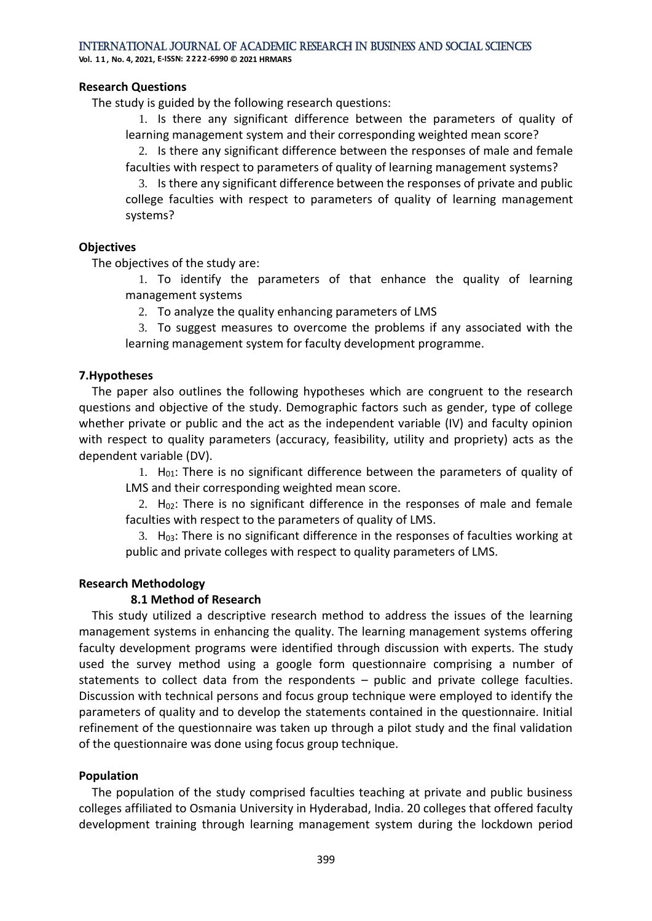**Research Questions**

The study is guided by the following research questions:

1. Is there any significant difference between the parameters of quality of learning management system and their corresponding weighted mean score?
2. Is there any significant difference between the responses of male and female faculties with respect to parameters of quality of learning management systems?
3. Is there any significant difference between the responses of private and public college faculties with respect to parameters of quality of learning management systems?

**Objectives**

The objectives of the study are:

1. To identify the parameters of that enhance the quality of learning management systems
2. To analyze the quality enhancing parameters of LMS
3. To suggest measures to overcome the problems if any associated with the learning management system for faculty development programme.

**7.Hypotheses**

The paper also outlines the following hypotheses which are congruent to the research questions and objective of the study. Demographic factors such as gender, type of college whether private or public and the act as the independent variable (IV) and faculty opinion with respect to quality parameters (accuracy, feasibility, utility and propriety) acts as the dependent variable (DV).

1. $H_{01}$: There is no significant difference between the parameters of quality of LMS and their corresponding weighted mean score.
2. $H_{02}$: There is no significant difference in the responses of male and female faculties with respect to the parameters of quality of LMS.
3. $H_{03}$: There is no significant difference in the responses of faculties working at public and private colleges with respect to quality parameters of LMS.

**Research Methodology**

**8.1 Method of Research**

This study utilized a descriptive research method to address the issues of the learning management systems in enhancing the quality. The learning management systems offering faculty development programs were identified through discussion with experts. The study used the survey method using a google form questionnaire comprising a number of statements to collect data from the respondents – public and private college faculties. Discussion with technical persons and focus group technique were employed to identify the parameters of quality and to develop the statements contained in the questionnaire. Initial refinement of the questionnaire was taken up through a pilot study and the final validation of the questionnaire was done using focus group technique.

**Population**

The population of the study comprised faculties teaching at private and public business colleges affiliated to Osmania University in Hyderabad, India. 20 colleges that offered faculty development training through learning management system during the lockdown period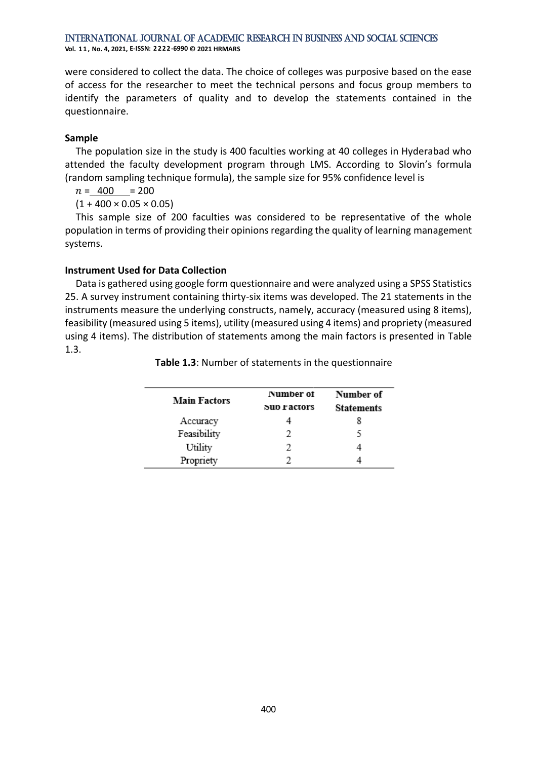were considered to collect the data. The choice of colleges was purposive based on the ease of access for the researcher to meet the technical persons and focus group members to identify the parameters of quality and to develop the statements contained in the questionnaire.

**Sample**

The population size in the study is 400 faculties working at 40 colleges in Hyderabad who attended the faculty development program through LMS. According to Slovin's formula (random sampling technique formula), the sample size for 95% confidence level is

$$n = \frac{400}{(1 + 400 \times 0.05 \times 0.05)} = 200$$

This sample size of 200 faculties was considered to be representative of the whole population in terms of providing their opinions regarding the quality of learning management systems.

**Instrument Used for Data Collection**

Data is gathered using google form questionnaire and were analyzed using a SPSS Statistics 25. A survey instrument containing thirty-six items was developed. The 21 statements in the instruments measure the underlying constructs, namely, accuracy (measured using 8 items), feasibility (measured using 5 items), utility (measured using 4 items) and propriety (measured using 4 items). The distribution of statements among the main factors is presented in Table 1.3.

**Table 1.3**: Number of statements in the questionnaire

| Main Factors | Number of Sub Factors | Number of Statements |
|---|---|---|
| Accuracy | 4 | 8 |
| Feasibility | 2 | 5 |
| Utility | 2 | 4 |
| Propriety | 2 | 4 |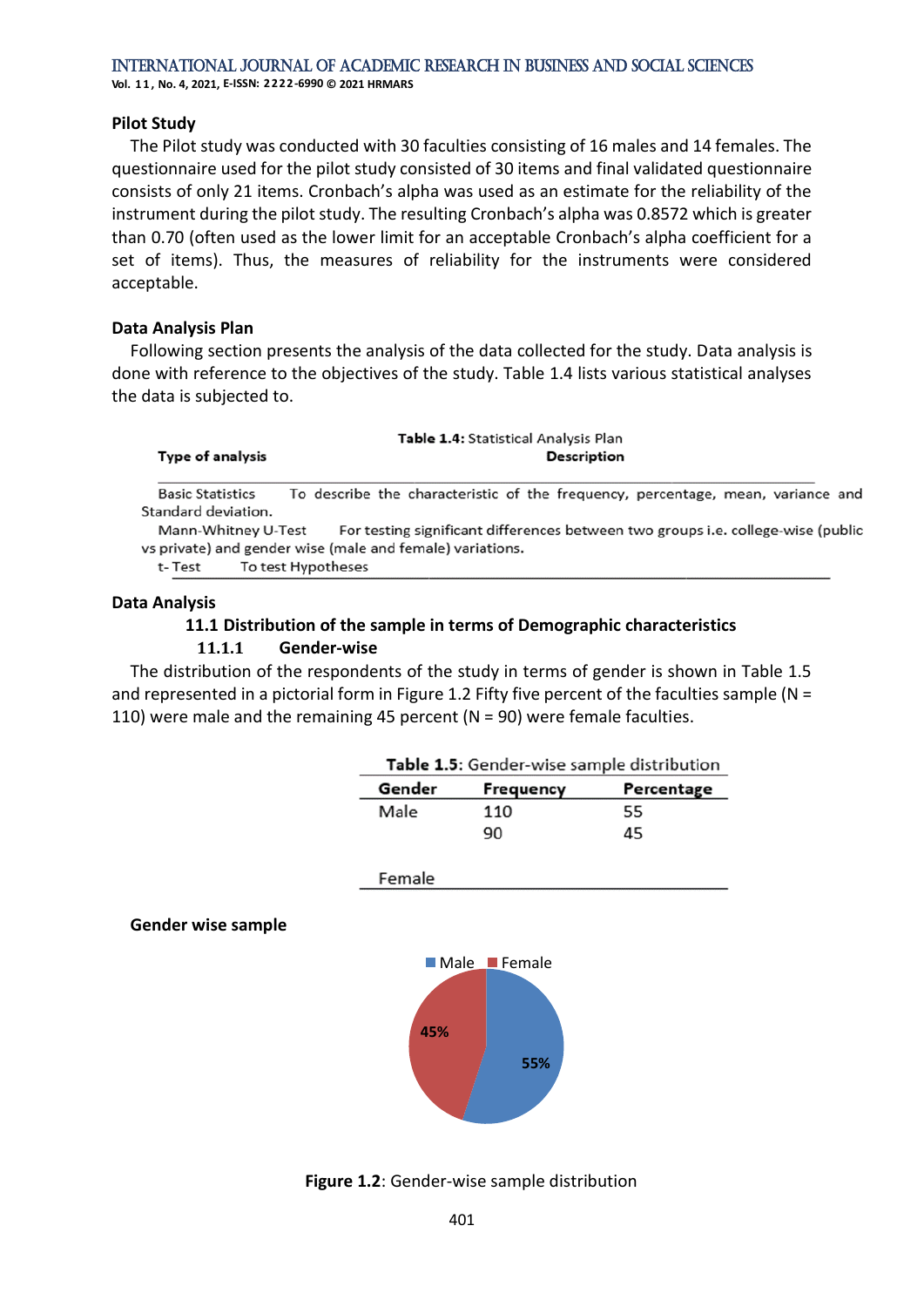**Pilot Study**

The Pilot study was conducted with 30 faculties consisting of 16 males and 14 females. The questionnaire used for the pilot study consisted of 30 items and final validated questionnaire consists of only 21 items. Cronbach's alpha was used as an estimate for the reliability of the instrument during the pilot study. The resulting Cronbach's alpha was 0.8572 which is greater than 0.70 (often used as the lower limit for an acceptable Cronbach's alpha coefficient for a set of items). Thus, the measures of reliability for the instruments were considered acceptable.

**Data Analysis Plan**

Following section presents the analysis of the data collected for the study. Data analysis is done with reference to the objectives of the study. Table 1.4 lists various statistical analyses the data is subjected to.

**Table 1.4:** Statistical Analysis Plan

| Type of analysis | Description |
| --- | --- |
| Basic Statistics | To describe the characteristic of the frequency, percentage, mean, variance and Standard deviation. |
| Mann-Whitney U-Test | For testing significant differences between two groups i.e. college-wise (public vs private) and gender wise (male and female) variations. |
| t- Test | To test Hypotheses |

**Data Analysis**

### 11.1 Distribution of the sample in terms of Demographic characteristics

#### 11.1.1 Gender-wise

The distribution of the respondents of the study in terms of gender is shown in Table 1.5 and represented in a pictorial form in Figure 1.2 Fifty five percent of the faculties sample (N = 110) were male and the remaining 45 percent (N = 90) were female faculties.

**Table 1.5**: Gender-wise sample distribution

| Gender | Frequency | Percentage |
| --- | --- | --- |
| Male | 110 | 55 |
| Female | 90 | 45 |

**Gender wise sample**

Male: 55%, Female: 45%

**Figure 1.2**: Gender-wise sample distribution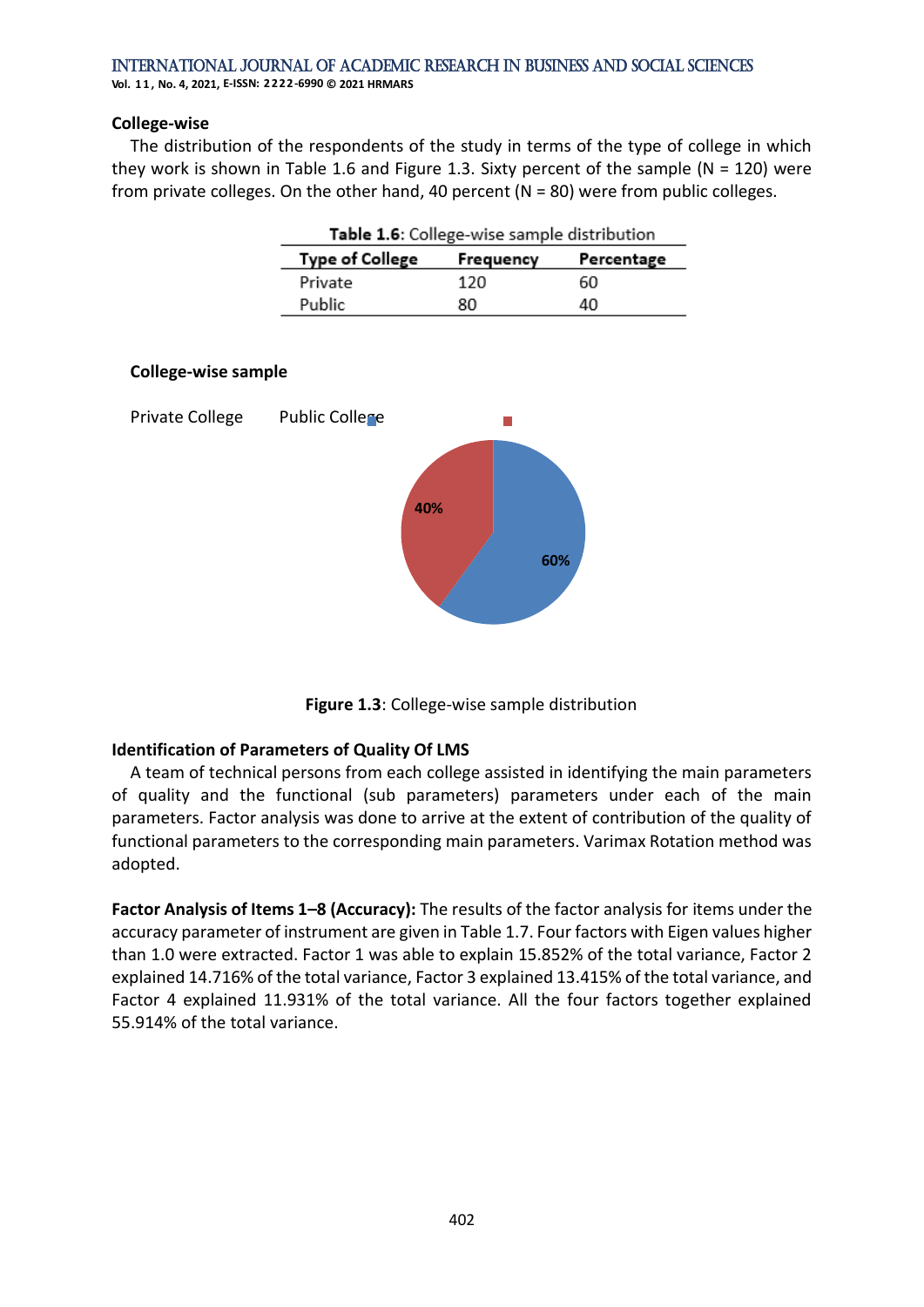### College-wise

The distribution of the respondents of the study in terms of the type of college in which they work is shown in Table 1.6 and Figure 1.3. Sixty percent of the sample (N = 120) were from private colleges. On the other hand, 40 percent (N = 80) were from public colleges.

**Table 1.6**: College-wise sample distribution

| Type of College | Frequency | Percentage |
|---|---|---|
| Private | 120 | 60 |
| Public | 80 | 40 |

**College-wise sample**

Private College Public College

40%

60%

**Figure 1.3**: College-wise sample distribution

### Identification of Parameters of Quality Of LMS

A team of technical persons from each college assisted in identifying the main parameters of quality and the functional (sub parameters) parameters under each of the main parameters. Factor analysis was done to arrive at the extent of contribution of the quality of functional parameters to the corresponding main parameters. Varimax Rotation method was adopted.

**Factor Analysis of Items 1–8 (Accuracy):** The results of the factor analysis for items under the accuracy parameter of instrument are given in Table 1.7. Four factors with Eigen values higher than 1.0 were extracted. Factor 1 was able to explain 15.852% of the total variance, Factor 2 explained 14.716% of the total variance, Factor 3 explained 13.415% of the total variance, and Factor 4 explained 11.931% of the total variance. All the four factors together explained 55.914% of the total variance.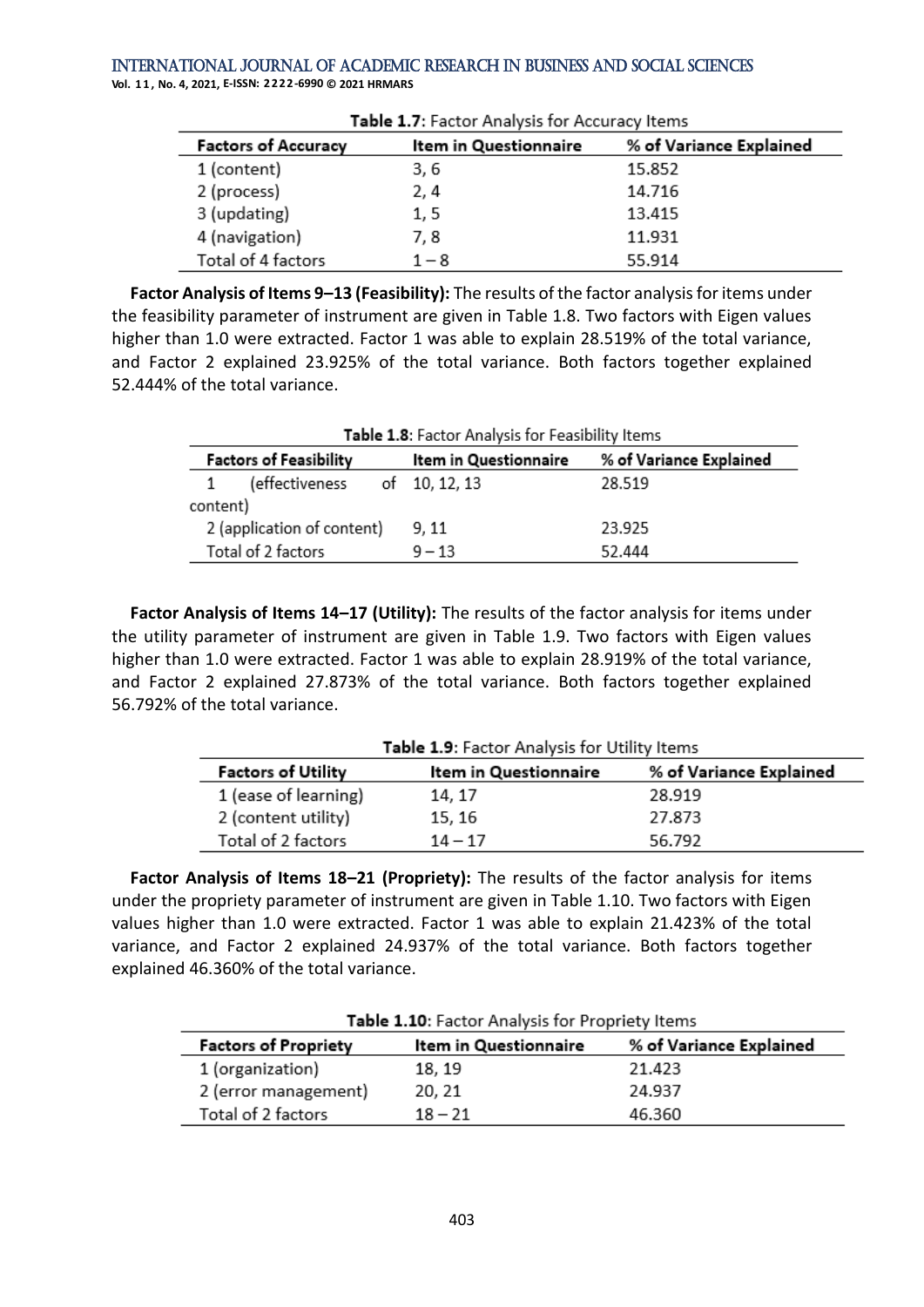**Table 1.7**: Factor Analysis for Accuracy Items

| Factors of Accuracy | Item in Questionnaire | % of Variance Explained |
|---|---|---|
| 1 (content) | 3, 6 | 15.852 |
| 2 (process) | 2, 4 | 14.716 |
| 3 (updating) | 1, 5 | 13.415 |
| 4 (navigation) | 7, 8 | 11.931 |
| Total of 4 factors | 1 – 8 | 55.914 |

**Factor Analysis of Items 9–13 (Feasibility):** The results of the factor analysis for items under the feasibility parameter of instrument are given in Table 1.8. Two factors with Eigen values higher than 1.0 were extracted. Factor 1 was able to explain 28.519% of the total variance, and Factor 2 explained 23.925% of the total variance. Both factors together explained 52.444% of the total variance.

**Table 1.8**: Factor Analysis for Feasibility Items

| Factors of Feasibility | Item in Questionnaire | % of Variance Explained |
|---|---|---|
| 1 (effectiveness of content) | 10, 12, 13 | 28.519 |
| 2 (application of content) | 9, 11 | 23.925 |
| Total of 2 factors | 9 – 13 | 52.444 |

**Factor Analysis of Items 14–17 (Utility):** The results of the factor analysis for items under the utility parameter of instrument are given in Table 1.9. Two factors with Eigen values higher than 1.0 were extracted. Factor 1 was able to explain 28.919% of the total variance, and Factor 2 explained 27.873% of the total variance. Both factors together explained 56.792% of the total variance.

**Table 1.9**: Factor Analysis for Utility Items

| Factors of Utility | Item in Questionnaire | % of Variance Explained |
|---|---|---|
| 1 (ease of learning) | 14, 17 | 28.919 |
| 2 (content utility) | 15, 16 | 27.873 |
| Total of 2 factors | 14 – 17 | 56.792 |

**Factor Analysis of Items 18–21 (Propriety):** The results of the factor analysis for items under the propriety parameter of instrument are given in Table 1.10. Two factors with Eigen values higher than 1.0 were extracted. Factor 1 was able to explain 21.423% of the total variance, and Factor 2 explained 24.937% of the total variance. Both factors together explained 46.360% of the total variance.

**Table 1.10**: Factor Analysis for Propriety Items

| Factors of Propriety | Item in Questionnaire | % of Variance Explained |
|---|---|---|
| 1 (organization) | 18, 19 | 21.423 |
| 2 (error management) | 20, 21 | 24.937 |
| Total of 2 factors | 18 – 21 | 46.360 |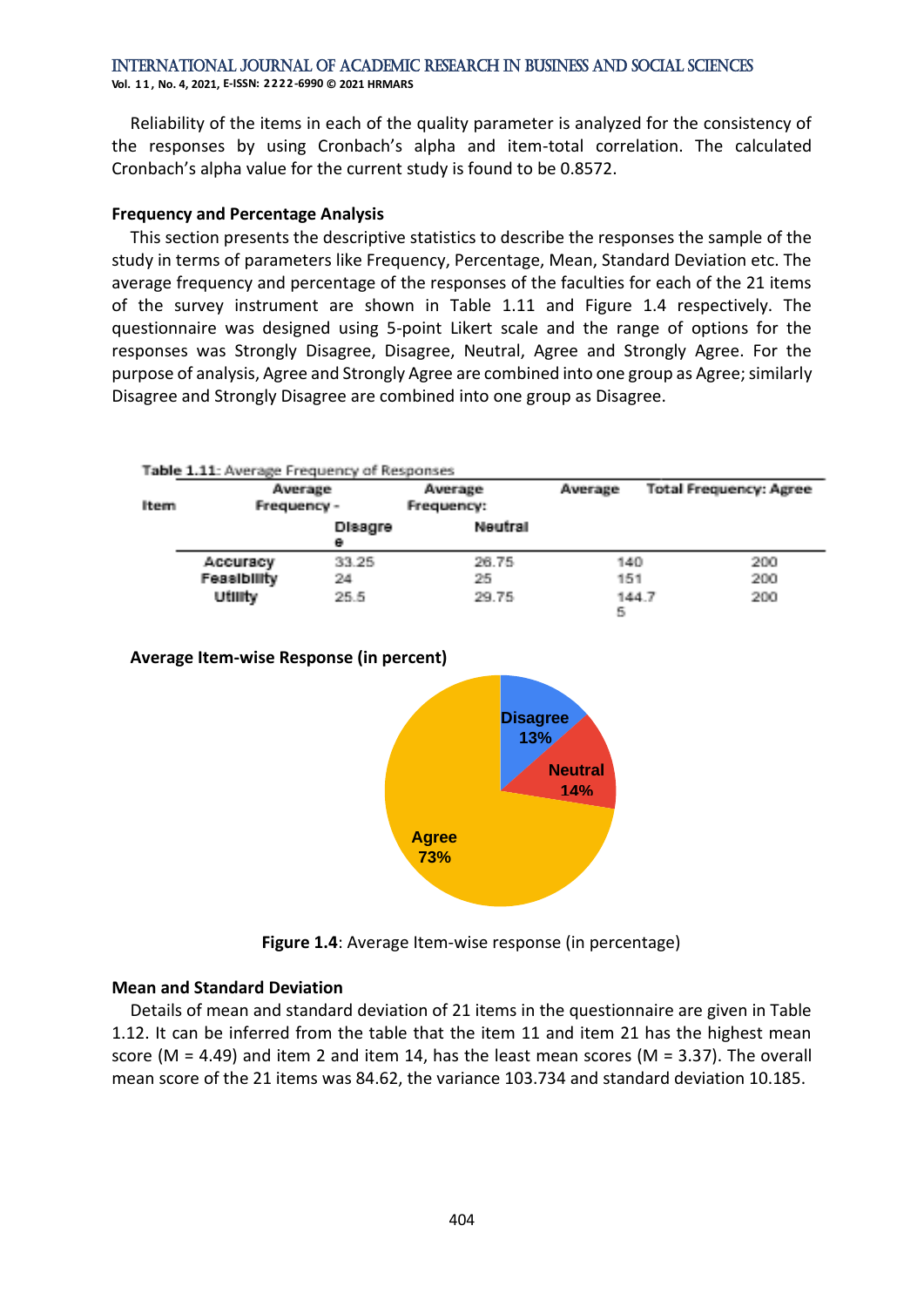Reliability of the items in each of the quality parameter is analyzed for the consistency of the responses by using Cronbach's alpha and item-total correlation. The calculated Cronbach's alpha value for the current study is found to be 0.8572.

### Frequency and Percentage Analysis

This section presents the descriptive statistics to describe the responses the sample of the study in terms of parameters like Frequency, Percentage, Mean, Standard Deviation etc. The average frequency and percentage of the responses of the faculties for each of the 21 items of the survey instrument are shown in Table 1.11 and Figure 1.4 respectively. The questionnaire was designed using 5-point Likert scale and the range of options for the responses was Strongly Disagree, Disagree, Neutral, Agree and Strongly Agree. For the purpose of analysis, Agree and Strongly Agree are combined into one group as Agree; similarly Disagree and Strongly Disagree are combined into one group as Disagree.

**Table 1.11**: Average Frequency of Responses

| Item | Average Frequency - Disagree | Average Frequency: Neutral | Average | Total Frequency: Agree |
|---|---|---|---|---|
| Accuracy | 33.25 | 26.75 | 140 | 200 |
| Feasibility | 24 | 25 | 151 | 200 |
| Utility | 25.5 | 29.75 | 144.75 | 200 |

**Average Item-wise Response (in percent)**

Disagree 13%

Neutral 14%

Agree 73%

**Figure 1.4**: Average Item-wise response (in percentage)

### Mean and Standard Deviation

Details of mean and standard deviation of 21 items in the questionnaire are given in Table 1.12. It can be inferred from the table that the item 11 and item 21 has the highest mean score (M = 4.49) and item 2 and item 14, has the least mean scores (M = 3.37). The overall mean score of the 21 items was 84.62, the variance 103.734 and standard deviation 10.185.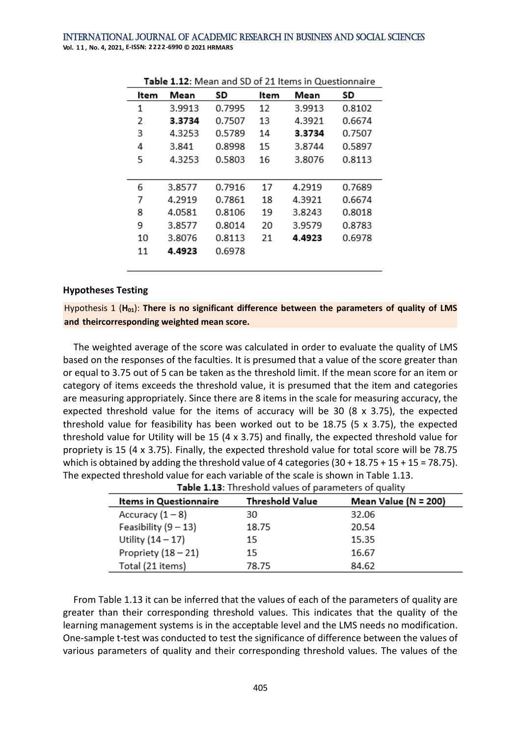Table 1.12: Mean and SD of 21 Items in Questionnaire

| Item | Mean | SD | Item | Mean | SD |
|---|---|---|---|---|---|
| 1 | 3.9913 | 0.7995 | 12 | 3.9913 | 0.8102 |
| 2 | **3.3734** | 0.7507 | 13 | 4.3921 | 0.6674 |
| 3 | 4.3253 | 0.5789 | 14 | **3.3734** | 0.7507 |
| 4 | 3.841 | 0.8998 | 15 | 3.8744 | 0.5897 |
| 5 | 4.3253 | 0.5803 | 16 | 3.8076 | 0.8113 |
| 6 | 3.8577 | 0.7916 | 17 | 4.2919 | 0.7689 |
| 7 | 4.2919 | 0.7861 | 18 | 4.3921 | 0.6674 |
| 8 | 4.0581 | 0.8106 | 19 | 3.8243 | 0.8018 |
| 9 | 3.8577 | 0.8014 | 20 | 3.9579 | 0.8783 |
| 10 | 3.8076 | 0.8113 | 21 | **4.4923** | 0.6978 |
| 11 | **4.4923** | 0.6978 | | | |

**Hypotheses Testing**

Hypothesis 1 (**$H_{01}$**): **There is no significant difference between the parameters of quality of LMS and theircorresponding weighted mean score.**

The weighted average of the score was calculated in order to evaluate the quality of LMS based on the responses of the faculties. It is presumed that a value of the score greater than or equal to 3.75 out of 5 can be taken as the threshold limit. If the mean score for an item or category of items exceeds the threshold value, it is presumed that the item and categories are measuring appropriately. Since there are 8 items in the scale for measuring accuracy, the expected threshold value for the items of accuracy will be 30 (8 x 3.75), the expected threshold value for feasibility has been worked out to be 18.75 (5 x 3.75), the expected threshold value for Utility will be 15 (4 x 3.75) and finally, the expected threshold value for propriety is 15 (4 x 3.75). Finally, the expected threshold value for total score will be 78.75 which is obtained by adding the threshold value of 4 categories (30 + 18.75 + 15 + 15 = 78.75). The expected threshold value for each variable of the scale is shown in Table 1.13.

Table 1.13: Threshold values of parameters of quality

| Items in Questionnaire | Threshold Value | Mean Value (N = 200) |
|---|---|---|
| Accuracy (1 – 8) | 30 | 32.06 |
| Feasibility (9 – 13) | 18.75 | 20.54 |
| Utility (14 – 17) | 15 | 15.35 |
| Propriety (18 – 21) | 15 | 16.67 |
| Total (21 items) | 78.75 | 84.62 |

From Table 1.13 it can be inferred that the values of each of the parameters of quality are greater than their corresponding threshold values. This indicates that the quality of the learning management systems is in the acceptable level and the LMS needs no modification. One-sample t-test was conducted to test the significance of difference between the values of various parameters of quality and their corresponding threshold values. The values of the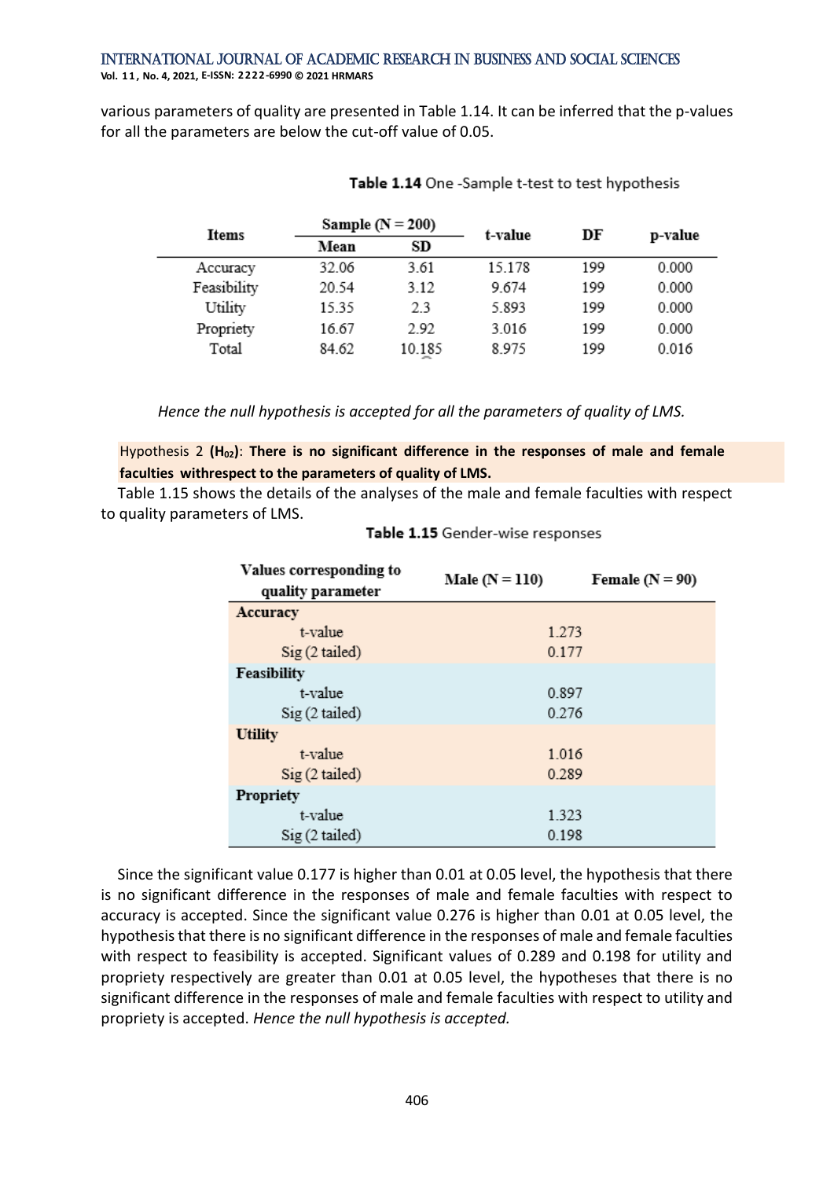various parameters of quality are presented in Table 1.14. It can be inferred that the p-values for all the parameters are below the cut-off value of 0.05.

**Table 1.14** One -Sample t-test to test hypothesis

| Items | Sample (N = 200) | | t-value | DF | p-value |
|---|---|---|---|---|---|
| | Mean | SD | | | |
| Accuracy | 32.06 | 3.61 | 15.178 | 199 | 0.000 |
| Feasibility | 20.54 | 3.12 | 9.674 | 199 | 0.000 |
| Utility | 15.35 | 2.3 | 5.893 | 199 | 0.000 |
| Propriety | 16.67 | 2.92 | 3.016 | 199 | 0.000 |
| Total | 84.62 | 10.185 | 8.975 | 199 | 0.016 |

*Hence the null hypothesis is accepted for all the parameters of quality of LMS.*

Hypothesis 2 (**$H_{02}$**): **There is no significant difference in the responses of male and female faculties withrespect to the parameters of quality of LMS.**

Table 1.15 shows the details of the analyses of the male and female faculties with respect to quality parameters of LMS.

**Table 1.15** Gender-wise responses

| Values corresponding to quality parameter | Male (N = 110) | Female (N = 90) |
|---|---|---|
| **Accuracy** | | |
| t-value | 1.273 | |
| Sig (2 tailed) | 0.177 | |
| **Feasibility** | | |
| t-value | 0.897 | |
| Sig (2 tailed) | 0.276 | |
| **Utility** | | |
| t-value | 1.016 | |
| Sig (2 tailed) | 0.289 | |
| **Propriety** | | |
| t-value | 1.323 | |
| Sig (2 tailed) | 0.198 | |

Since the significant value 0.177 is higher than 0.01 at 0.05 level, the hypothesis that there is no significant difference in the responses of male and female faculties with respect to accuracy is accepted. Since the significant value 0.276 is higher than 0.01 at 0.05 level, the hypothesis that there is no significant difference in the responses of male and female faculties with respect to feasibility is accepted. Significant values of 0.289 and 0.198 for utility and propriety respectively are greater than 0.01 at 0.05 level, the hypotheses that there is no significant difference in the responses of male and female faculties with respect to utility and propriety is accepted. *Hence the null hypothesis is accepted.*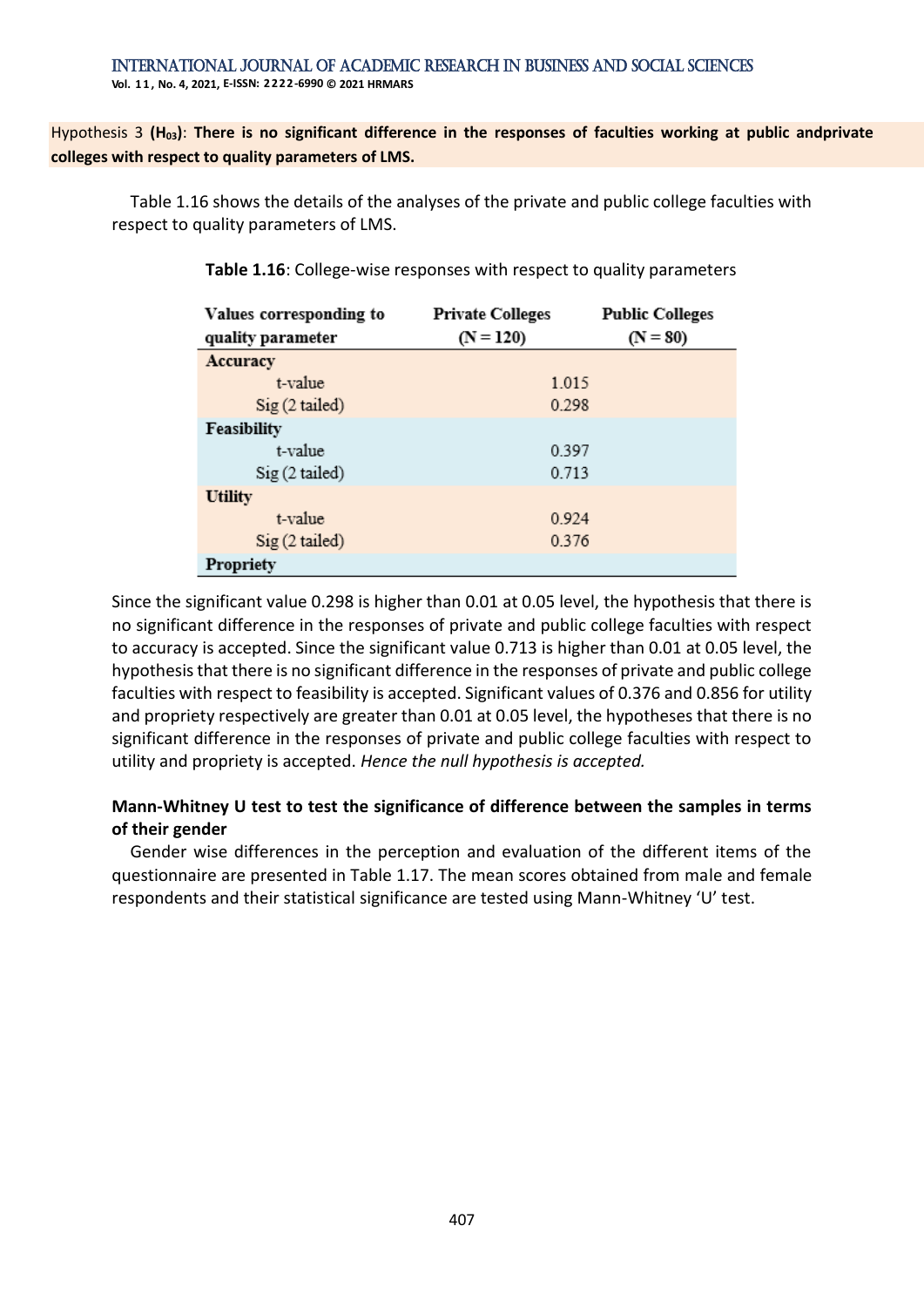Hypothesis 3 **($H_{03}$)**: **There is no significant difference in the responses of faculties working at public andprivate colleges with respect to quality parameters of LMS.**

Table 1.16 shows the details of the analyses of the private and public college faculties with respect to quality parameters of LMS.

**Table 1.16**: College-wise responses with respect to quality parameters

| Values corresponding to quality parameter | Private Colleges (N = 120) | Public Colleges (N = 80) |
|---|---|---|
| **Accuracy** | | |
| t-value | 1.015 | |
| Sig (2 tailed) | 0.298 | |
| **Feasibility** | | |
| t-value | 0.397 | |
| Sig (2 tailed) | 0.713 | |
| **Utility** | | |
| t-value | 0.924 | |
| Sig (2 tailed) | 0.376 | |
| **Propriety** | | |

Since the significant value 0.298 is higher than 0.01 at 0.05 level, the hypothesis that there is no significant difference in the responses of private and public college faculties with respect to accuracy is accepted. Since the significant value 0.713 is higher than 0.01 at 0.05 level, the hypothesis that there is no significant difference in the responses of private and public college faculties with respect to feasibility is accepted. Significant values of 0.376 and 0.856 for utility and propriety respectively are greater than 0.01 at 0.05 level, the hypotheses that there is no significant difference in the responses of private and public college faculties with respect to utility and propriety is accepted. *Hence the null hypothesis is accepted.*

**Mann-Whitney U test to test the significance of difference between the samples in terms of their gender**

Gender wise differences in the perception and evaluation of the different items of the questionnaire are presented in Table 1.17. The mean scores obtained from male and female respondents and their statistical significance are tested using Mann-Whitney 'U' test.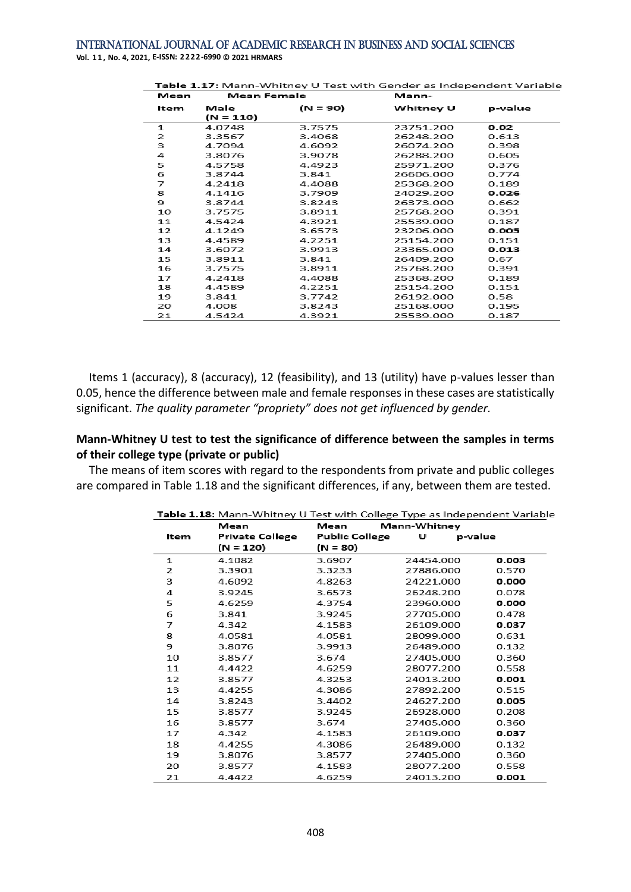**Table 1.17:** Mann-Whitney U Test with Gender as Independent Variable

| Item | Mean Male (N = 110) | Mean Female (N = 90) | Mann-Whitney U | p-value |
|---|---|---|---|---|
| 1 | 4.0748 | 3.7575 | 23751.200 | **0.02** |
| 2 | 3.3567 | 3.4068 | 26248.200 | 0.613 |
| 3 | 4.7094 | 4.6092 | 26074.200 | 0.398 |
| 4 | 3.8076 | 3.9078 | 26288.200 | 0.605 |
| 5 | 4.5758 | 4.4923 | 25971.200 | 0.376 |
| 6 | 3.8744 | 3.841 | 26606.000 | 0.774 |
| 7 | 4.2418 | 4.4088 | 25368.200 | 0.189 |
| 8 | 4.1416 | 3.7909 | 24029.200 | **0.026** |
| 9 | 3.8744 | 3.8243 | 26373.000 | 0.662 |
| 10 | 3.7575 | 3.8911 | 25768.200 | 0.391 |
| 11 | 4.5424 | 4.3921 | 25539.000 | 0.187 |
| 12 | 4.1249 | 3.6573 | 23206.000 | **0.005** |
| 13 | 4.4589 | 4.2251 | 25154.200 | 0.151 |
| 14 | 3.6072 | 3.9913 | 23365.000 | **0.013** |
| 15 | 3.8911 | 3.841 | 26409.200 | 0.67 |
| 16 | 3.7575 | 3.8911 | 25768.200 | 0.391 |
| 17 | 4.2418 | 4.4088 | 25368.200 | 0.189 |
| 18 | 4.4589 | 4.2251 | 25154.200 | 0.151 |
| 19 | 3.841 | 3.7742 | 26192.000 | 0.58 |
| 20 | 4.008 | 3.8243 | 25168.000 | 0.195 |
| 21 | 4.5424 | 4.3921 | 25539.000 | 0.187 |

Items 1 (accuracy), 8 (accuracy), 12 (feasibility), and 13 (utility) have p-values lesser than 0.05, hence the difference between male and female responses in these cases are statistically significant. *The quality parameter "propriety" does not get influenced by gender.*

### Mann-Whitney U test to test the significance of difference between the samples in terms of their college type (private or public)

The means of item scores with regard to the respondents from private and public colleges are compared in Table 1.18 and the significant differences, if any, between them are tested.

**Table 1.18:** Mann-Whitney U Test with College Type as Independent Variable

| Item | Mean Private College (N = 120) | Mean Public College (N = 80) | Mann-Whitney U | p-value |
|---|---|---|---|---|
| 1 | 4.1082 | 3.6907 | 24454.000 | **0.003** |
| 2 | 3.3901 | 3.3233 | 27886.000 | 0.570 |
| 3 | 4.6092 | 4.8263 | 24221.000 | **0.000** |
| 4 | 3.9245 | 3.6573 | 26248.200 | 0.078 |
| 5 | 4.6259 | 4.3754 | 23960.000 | **0.000** |
| 6 | 3.841 | 3.9245 | 27705.000 | 0.478 |
| 7 | 4.342 | 4.1583 | 26109.000 | **0.037** |
| 8 | 4.0581 | 4.0581 | 28099.000 | 0.631 |
| 9 | 3.8076 | 3.9913 | 26489.000 | 0.132 |
| 10 | 3.8577 | 3.674 | 27405.000 | 0.360 |
| 11 | 4.4422 | 4.6259 | 28077.200 | 0.558 |
| 12 | 3.8577 | 4.3253 | 24013.200 | **0.001** |
| 13 | 4.4255 | 4.3086 | 27892.200 | 0.515 |
| 14 | 3.8243 | 3.4402 | 24627.200 | **0.005** |
| 15 | 3.8577 | 3.9245 | 26928.000 | 0.208 |
| 16 | 3.8577 | 3.674 | 27405.000 | 0.360 |
| 17 | 4.342 | 4.1583 | 26109.000 | **0.037** |
| 18 | 4.4255 | 4.3086 | 26489.000 | 0.132 |
| 19 | 3.8076 | 3.8577 | 27405.000 | 0.360 |
| 20 | 3.8577 | 4.1583 | 28077.200 | 0.558 |
| 21 | 4.4422 | 4.6259 | 24013.200 | **0.001** |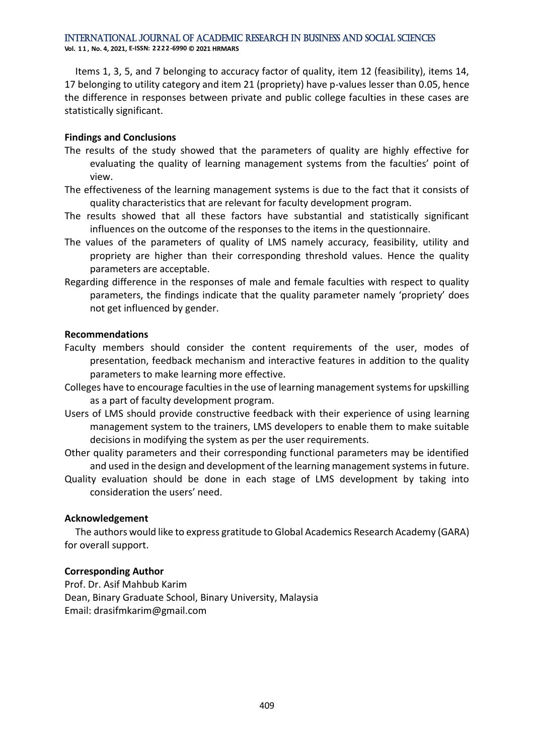Items 1, 3, 5, and 7 belonging to accuracy factor of quality, item 12 (feasibility), items 14, 17 belonging to utility category and item 21 (propriety) have p-values lesser than 0.05, hence the difference in responses between private and public college faculties in these cases are statistically significant.

## Findings and Conclusions

The results of the study showed that the parameters of quality are highly effective for evaluating the quality of learning management systems from the faculties' point of view.

The effectiveness of the learning management systems is due to the fact that it consists of quality characteristics that are relevant for faculty development program.

The results showed that all these factors have substantial and statistically significant influences on the outcome of the responses to the items in the questionnaire.

The values of the parameters of quality of LMS namely accuracy, feasibility, utility and propriety are higher than their corresponding threshold values. Hence the quality parameters are acceptable.

Regarding difference in the responses of male and female faculties with respect to quality parameters, the findings indicate that the quality parameter namely 'propriety' does not get influenced by gender.

## Recommendations

Faculty members should consider the content requirements of the user, modes of presentation, feedback mechanism and interactive features in addition to the quality parameters to make learning more effective.

Colleges have to encourage faculties in the use of learning management systems for upskilling as a part of faculty development program.

Users of LMS should provide constructive feedback with their experience of using learning management system to the trainers, LMS developers to enable them to make suitable decisions in modifying the system as per the user requirements.

Other quality parameters and their corresponding functional parameters may be identified and used in the design and development of the learning management systems in future.

Quality evaluation should be done in each stage of LMS development by taking into consideration the users' need.

## Acknowledgement

The authors would like to express gratitude to Global Academics Research Academy (GARA) for overall support.

## Corresponding Author

Prof. Dr. Asif Mahbub Karim
Dean, Binary Graduate School, Binary University, Malaysia
Email: drasifmkarim@gmail.com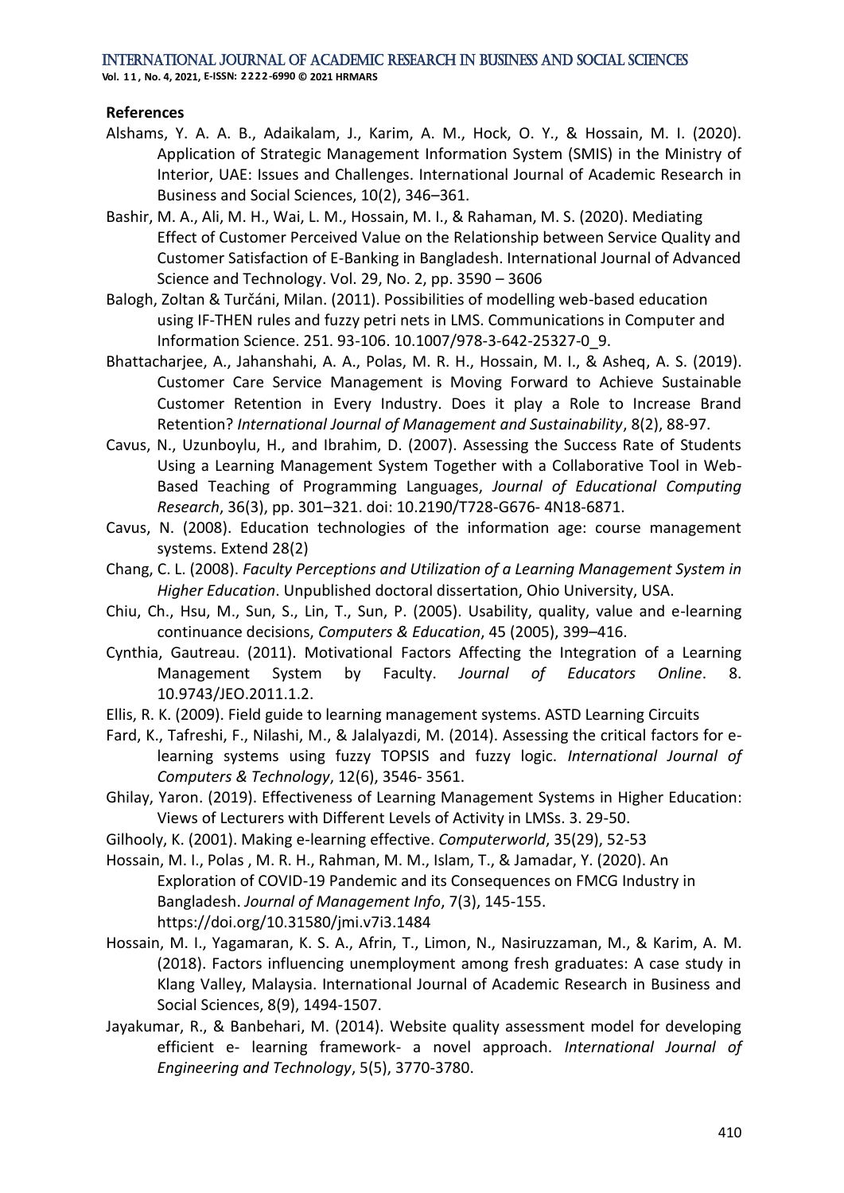**References**

Alshams, Y. A. A. B., Adaikalam, J., Karim, A. M., Hock, O. Y., & Hossain, M. I. (2020). Application of Strategic Management Information System (SMIS) in the Ministry of Interior, UAE: Issues and Challenges. International Journal of Academic Research in Business and Social Sciences, 10(2), 346–361.

Bashir, M. A., Ali, M. H., Wai, L. M., Hossain, M. I., & Rahaman, M. S. (2020). Mediating Effect of Customer Perceived Value on the Relationship between Service Quality and Customer Satisfaction of E-Banking in Bangladesh. International Journal of Advanced Science and Technology. Vol. 29, No. 2, pp. 3590 – 3606

Balogh, Zoltan & Turčáni, Milan. (2011). Possibilities of modelling web-based education using IF-THEN rules and fuzzy petri nets in LMS. Communications in Computer and Information Science. 251. 93-106. 10.1007/978-3-642-25327-0_9.

Bhattacharjee, A., Jahanshahi, A. A., Polas, M. R. H., Hossain, M. I., & Asheq, A. S. (2019). Customer Care Service Management is Moving Forward to Achieve Sustainable Customer Retention in Every Industry. Does it play a Role to Increase Brand Retention? *International Journal of Management and Sustainability*, 8(2), 88-97.

Cavus, N., Uzunboylu, H., and Ibrahim, D. (2007). Assessing the Success Rate of Students Using a Learning Management System Together with a Collaborative Tool in Web-Based Teaching of Programming Languages, *Journal of Educational Computing Research*, 36(3), pp. 301–321. doi: 10.2190/T728-G676- 4N18-6871.

Cavus, N. (2008). Education technologies of the information age: course management systems. Extend 28(2)

Chang, C. L. (2008). *Faculty Perceptions and Utilization of a Learning Management System in Higher Education*. Unpublished doctoral dissertation, Ohio University, USA.

Chiu, Ch., Hsu, M., Sun, S., Lin, T., Sun, P. (2005). Usability, quality, value and e-learning continuance decisions, *Computers & Education*, 45 (2005), 399–416.

Cynthia, Gautreau. (2011). Motivational Factors Affecting the Integration of a Learning Management System by Faculty. *Journal of Educators Online*. 8. 10.9743/JEO.2011.1.2.

Ellis, R. K. (2009). Field guide to learning management systems. ASTD Learning Circuits

Fard, K., Tafreshi, F., Nilashi, M., & Jalalyazdi, M. (2014). Assessing the critical factors for e-learning systems using fuzzy TOPSIS and fuzzy logic. *International Journal of Computers & Technology*, 12(6), 3546- 3561.

Ghilay, Yaron. (2019). Effectiveness of Learning Management Systems in Higher Education: Views of Lecturers with Different Levels of Activity in LMSs. 3. 29-50.

Gilhooly, K. (2001). Making e-learning effective. *Computerworld*, 35(29), 52-53

Hossain, M. I., Polas , M. R. H., Rahman, M. M., Islam, T., & Jamadar, Y. (2020). An Exploration of COVID-19 Pandemic and its Consequences on FMCG Industry in Bangladesh. *Journal of Management Info*, 7(3), 145-155. https://doi.org/10.31580/jmi.v7i3.1484

Hossain, M. I., Yagamaran, K. S. A., Afrin, T., Limon, N., Nasiruzzaman, M., & Karim, A. M. (2018). Factors influencing unemployment among fresh graduates: A case study in Klang Valley, Malaysia. International Journal of Academic Research in Business and Social Sciences, 8(9), 1494-1507.

Jayakumar, R., & Banbehari, M. (2014). Website quality assessment model for developing efficient e- learning framework- a novel approach. *International Journal of Engineering and Technology*, 5(5), 3770-3780.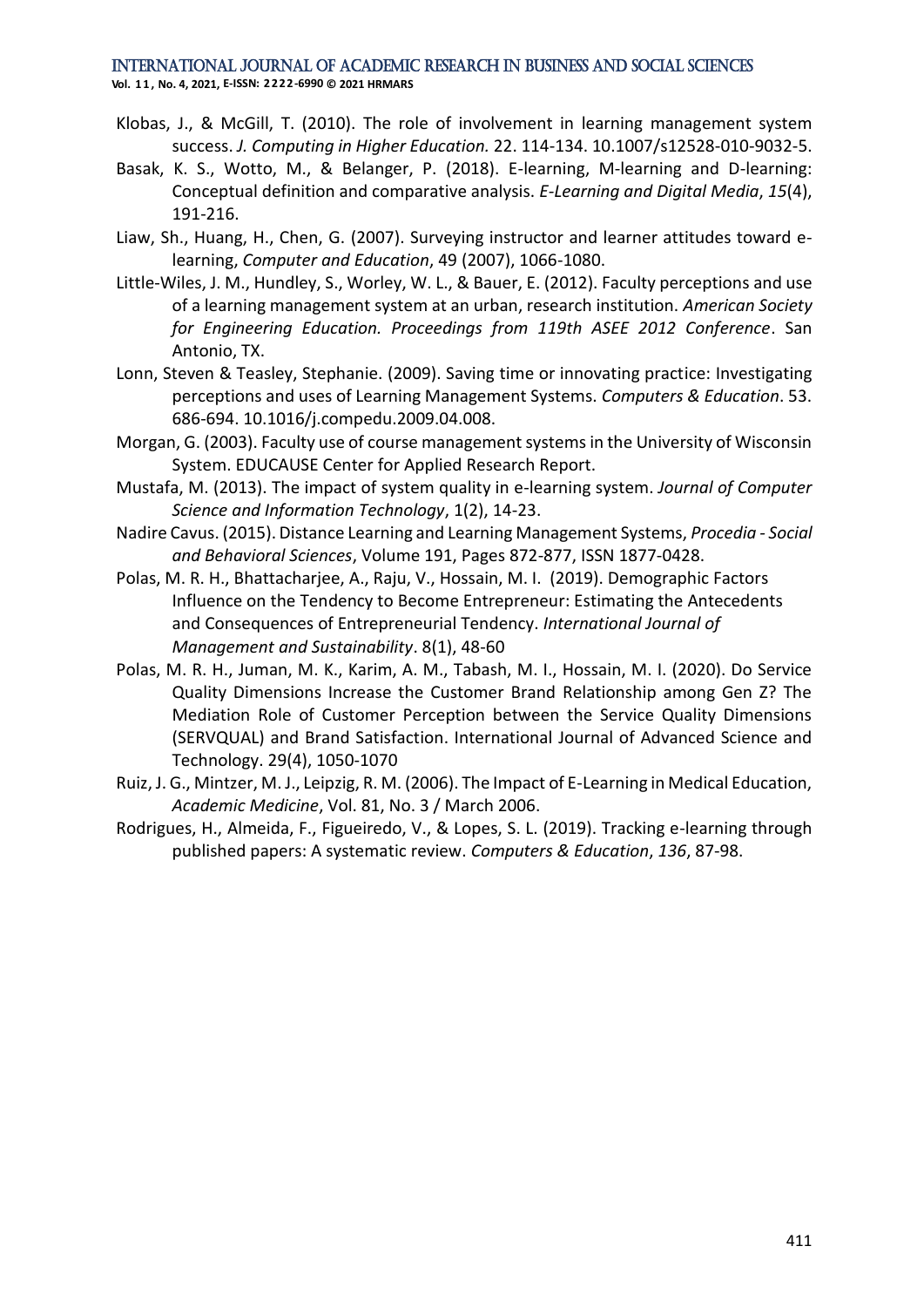Klobas, J., & McGill, T. (2010). The role of involvement in learning management system success. *J. Computing in Higher Education.* 22. 114-134. 10.1007/s12528-010-9032-5.

Basak, K. S., Wotto, M., & Belanger, P. (2018). E-learning, M-learning and D-learning: Conceptual definition and comparative analysis. *E-Learning and Digital Media*, *15*(4), 191-216.

Liaw, Sh., Huang, H., Chen, G. (2007). Surveying instructor and learner attitudes toward e-learning, *Computer and Education*, 49 (2007), 1066-1080.

Little-Wiles, J. M., Hundley, S., Worley, W. L., & Bauer, E. (2012). Faculty perceptions and use of a learning management system at an urban, research institution. *American Society for Engineering Education. Proceedings from 119th ASEE 2012 Conference*. San Antonio, TX.

Lonn, Steven & Teasley, Stephanie. (2009). Saving time or innovating practice: Investigating perceptions and uses of Learning Management Systems. *Computers & Education*. 53. 686-694. 10.1016/j.compedu.2009.04.008.

Morgan, G. (2003). Faculty use of course management systems in the University of Wisconsin System. EDUCAUSE Center for Applied Research Report.

Mustafa, M. (2013). The impact of system quality in e-learning system. *Journal of Computer Science and Information Technology*, 1(2), 14-23.

Nadire Cavus. (2015). Distance Learning and Learning Management Systems, *Procedia - Social and Behavioral Sciences*, Volume 191, Pages 872-877, ISSN 1877-0428.

Polas, M. R. H., Bhattacharjee, A., Raju, V., Hossain, M. I. (2019). Demographic Factors Influence on the Tendency to Become Entrepreneur: Estimating the Antecedents and Consequences of Entrepreneurial Tendency. *International Journal of Management and Sustainability*. 8(1), 48-60

Polas, M. R. H., Juman, M. K., Karim, A. M., Tabash, M. I., Hossain, M. I. (2020). Do Service Quality Dimensions Increase the Customer Brand Relationship among Gen Z? The Mediation Role of Customer Perception between the Service Quality Dimensions (SERVQUAL) and Brand Satisfaction. International Journal of Advanced Science and Technology. 29(4), 1050-1070

Ruiz, J. G., Mintzer, M. J., Leipzig, R. M. (2006). The Impact of E-Learning in Medical Education, *Academic Medicine*, Vol. 81, No. 3 / March 2006.

Rodrigues, H., Almeida, F., Figueiredo, V., & Lopes, S. L. (2019). Tracking e-learning through published papers: A systematic review. *Computers & Education*, *136*, 87-98.